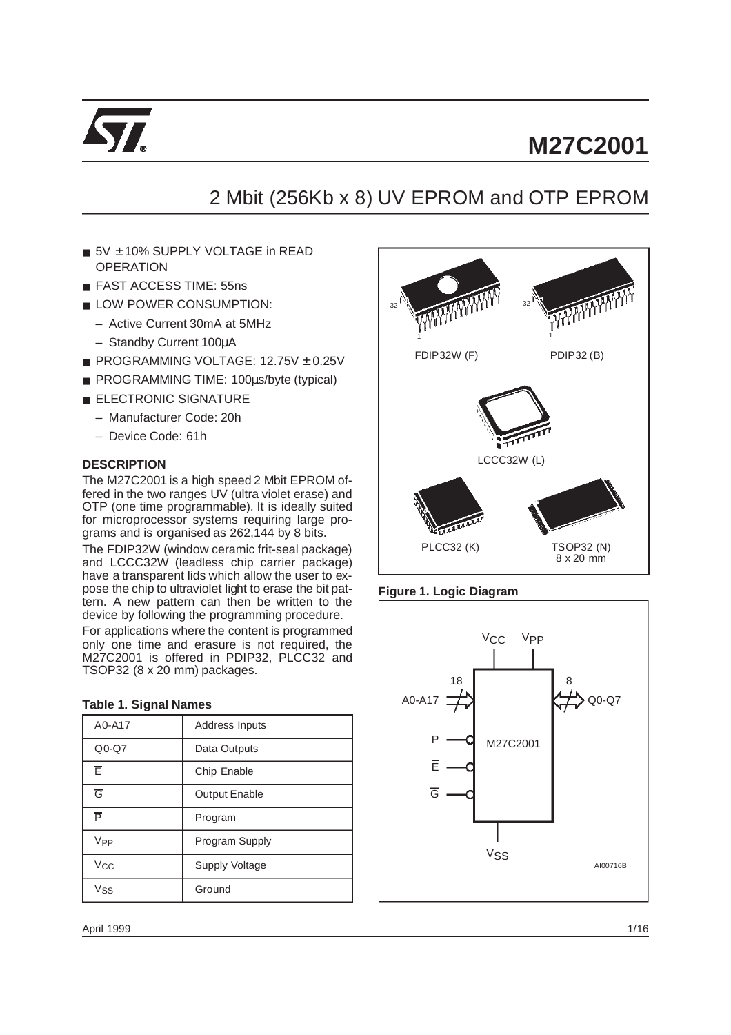# M27C2001

## 2 Mbit (256Kb x 8) UV EPROM and OTP EPROM

- 5V ± 10% SUPPLY VOLTAGE in READ OPERATION
- FAST ACCESS TIME: 55ns
- LOW POWER CONSUMPTION:
  - Active Current 30mA at 5MHz
  - Standby Current 100µA
- PROGRAMMING VOLTAGE: 12.75V ± 0.25V
- PROGRAMMING TIME: 100µs/byte (typical)
- ELECTRONIC SIGNATURE
  - Manufacturer Code: 20h
  - Device Code: 61h

FDIP32W (F) PDIP32 (B) LCCC32W (L) PLCC32 (K) TSOP32 (N) 8 x 20 mm

### DESCRIPTION

The M27C2001 is a high speed 2 Mbit EPROM offered in the two ranges UV (ultra violet erase) and OTP (one time programmable). It is ideally suited for microprocessor systems requiring large programs and is organised as 262,144 by 8 bits.

The FDIP32W (window ceramic frit-seal package) and LCCC32W (leadless chip carrier package) have a transparent lids which allow the user to expose the chip to ultraviolet light to erase the bit pattern. A new pattern can then be written to the device by following the programming procedure.

For applications where the content is programmed only one time and erasure is not required, the M27C2001 is offered in PDIP32, PLCC32 and TSOP32 (8 x 20 mm) packages.

**Table 1. Signal Names**

| A0-A17 | Address Inputs |
|---|---|
| Q0-Q7 | Data Outputs |
| $\overline{E}$ | Chip Enable |
| $\overline{G}$ | Output Enable |
| $\overline{P}$ | Program |
| $V_{PP}$ | Program Supply |
| $V_{CC}$ | Supply Voltage |
| $V_{SS}$ | Ground |

**Figure 1. Logic Diagram**

$V_{CC}$ $V_{PP}$ 18 A0-A17 8 Q0-Q7 $\overline{P}$ $\overline{E}$ $\overline{G}$ M27C2001 $V_{SS}$ AI00716B

April 1999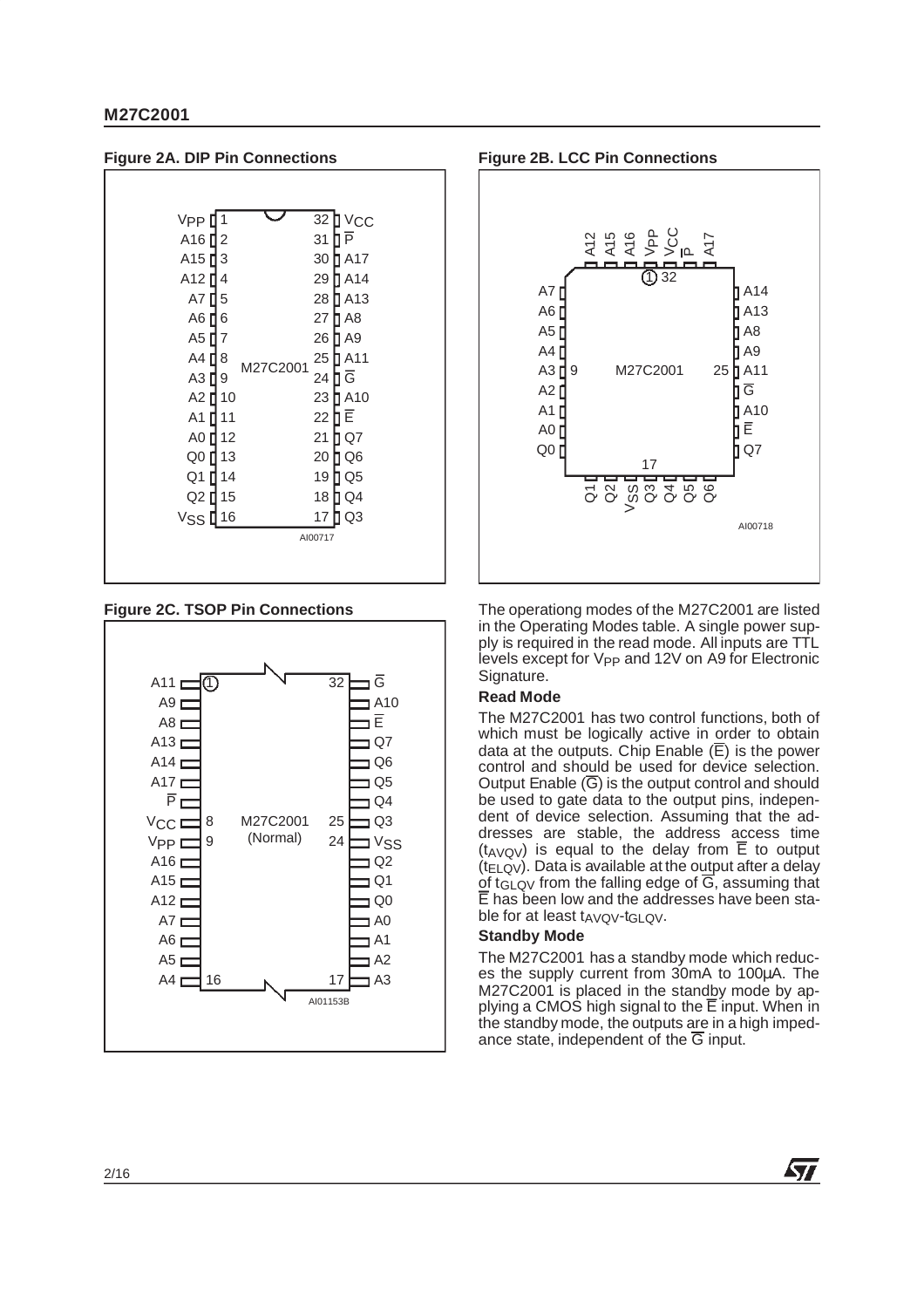**Figure 2A. DIP Pin Connections**

**Figure 2B. LCC Pin Connections**

**Figure 2C. TSOP Pin Connections**

The operationg modes of the M27C2001 are listed in the Operating Modes table. A single power supply is required in the read mode. All inputs are TTL levels except for $V_{PP}$ and 12V on A9 for Electronic Signature.

**Read Mode**

The M27C2001 has two control functions, both of which must be logically active in order to obtain data at the outputs. Chip Enable ($\overline{E}$) is the power control and should be used for device selection. Output Enable ($\overline{G}$) is the output control and should be used to gate data to the output pins, independent of device selection. Assuming that the addresses are stable, the address access time ($t_{AVQV}$) is equal to the delay from $\overline{E}$ to output ($t_{ELQV}$). Data is available at the output after a delay of $t_{GLQV}$ from the falling edge of $\overline{G}$, assuming that $\overline{E}$ has been low and the addresses have been stable for at least $t_{AVQV}$-$t_{GLQV}$.

**Standby Mode**

The M27C2001 has a standby mode which reduces the supply current from 30mA to 100µA. The M27C2001 is placed in the standby mode by applying a CMOS high signal to the $\overline{E}$ input. When in the standby mode, the outputs are in a high impedance state, independent of the $\overline{G}$ input.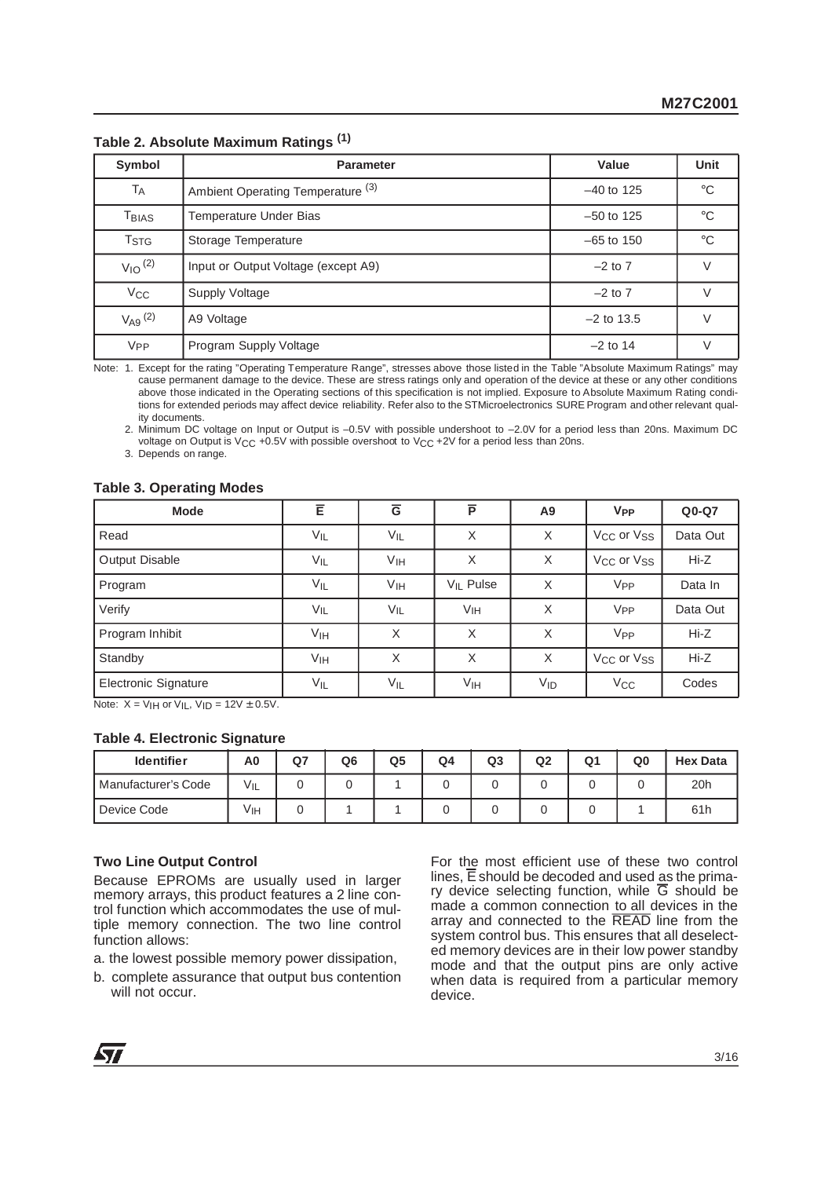## Table 2. Absolute Maximum Ratings [1]

| Symbol | Parameter | Value | Unit |
|---|---|---|---|
| $T_A$ | Ambient Operating Temperature [3] | –40 to 125 | °C |
| $T_{BIAS}$ | Temperature Under Bias | –50 to 125 | °C |
| $T_{STG}$ | Storage Temperature | –65 to 150 | °C |
| $V_{IO}$ [2] | Input or Output Voltage (except A9) | –2 to 7 | V |
| $V_{CC}$ | Supply Voltage | –2 to 7 | V |
| $V_{A9}$ [2] | A9 Voltage | –2 to 13.5 | V |
| $V_{PP}$ | Program Supply Voltage | –2 to 14 | V |

Note: 1. Except for the rating "Operating Temperature Range", stresses above those listed in the Table "Absolute Maximum Ratings" may cause permanent damage to the device. These are stress ratings only and operation of the device at these or any other conditions above those indicated in the Operating sections of this specification is not implied. Exposure to Absolute Maximum Rating conditions for extended periods may affect device reliability. Refer also to the STMicroelectronics SURE Program and other relevant quality documents.

2. Minimum DC voltage on Input or Output is –0.5V with possible undershoot to –2.0V for a period less than 20ns. Maximum DC voltage on Output is $V_{CC}$ +0.5V with possible overshoot to $V_{CC}$ +2V for a period less than 20ns.

3. Depends on range.

## Table 3. Operating Modes

| Mode | $\overline{E}$ | $\overline{G}$ | $\overline{P}$ | A9 | $V_{PP}$ | Q0-Q7 |
|---|---|---|---|---|---|---|
| Read | $V_{IL}$ | $V_{IL}$ | X | X | $V_{CC}$ or $V_{SS}$ | Data Out |
| Output Disable | $V_{IL}$ | $V_{IH}$ | X | X | $V_{CC}$ or $V_{SS}$ | Hi-Z |
| Program | $V_{IL}$ | $V_{IH}$ | $V_{IL}$ Pulse | X | $V_{PP}$ | Data In |
| Verify | $V_{IL}$ | $V_{IL}$ | $V_{IH}$ | X | $V_{PP}$ | Data Out |
| Program Inhibit | $V_{IH}$ | X | X | X | $V_{PP}$ | Hi-Z |
| Standby | $V_{IH}$ | X | X | X | $V_{CC}$ or $V_{SS}$ | Hi-Z |
| Electronic Signature | $V_{IL}$ | $V_{IL}$ | $V_{IH}$ | $V_{ID}$ | $V_{CC}$ | Codes |

Note: X = $V_{IH}$ or $V_{IL}$, $V_{ID}$ = 12V ± 0.5V.

## Table 4. Electronic Signature

| Identifier | A0 | Q7 | Q6 | Q5 | Q4 | Q3 | Q2 | Q1 | Q0 | Hex Data |
|---|---|---|---|---|---|---|---|---|---|---|
| Manufacturer's Code | $V_{IL}$ | 0 | 0 | 1 | 0 | 0 | 0 | 0 | 0 | 20h |
| Device Code | $V_{IH}$ | 0 | 1 | 1 | 0 | 0 | 0 | 0 | 1 | 61h |

### Two Line Output Control

Because EPROMs are usually used in larger memory arrays, this product features a 2 line control function which accommodates the use of multiple memory connection. The two line control function allows:

a. the lowest possible memory power dissipation,

b. complete assurance that output bus contention will not occur.

For the most efficient use of these two control lines, $\overline{E}$ should be decoded and used as the primary device selecting function, while $\overline{G}$ should be made a common connection to all devices in the array and connected to the $\overline{READ}$ line from the system control bus. This ensures that all deselected memory devices are in their low power standby mode and that the output pins are only active when data is required from a particular memory device.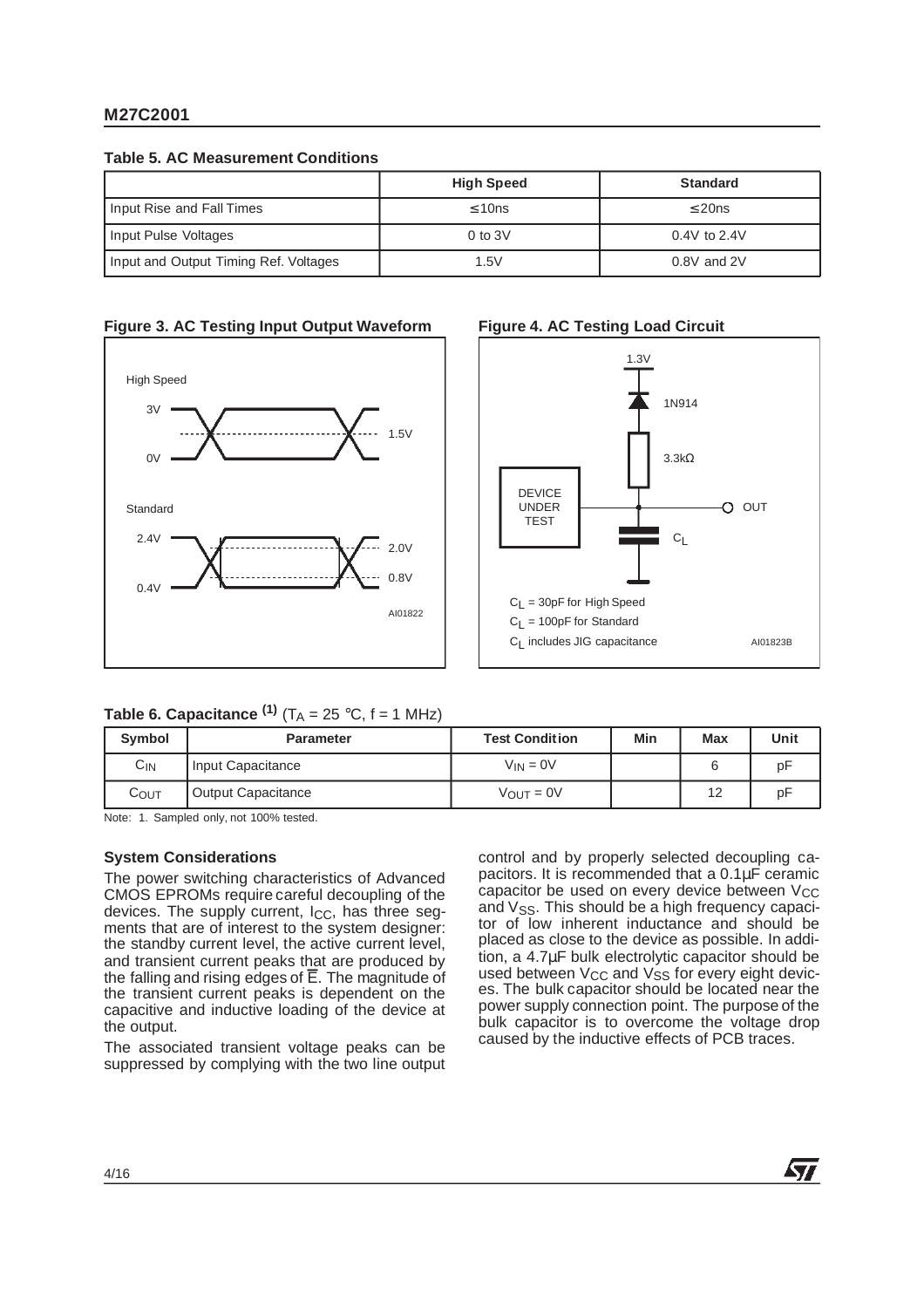**Table 5. AC Measurement Conditions**

| | High Speed | Standard |
|---|---|---|
| Input Rise and Fall Times | ≤ 10ns | ≤ 20ns |
| Input Pulse Voltages | 0 to 3V | 0.4V to 2.4V |
| Input and Output Timing Ref. Voltages | 1.5V | 0.8V and 2V |

**Figure 3. AC Testing Input Output Waveform**

**Figure 4. AC Testing Load Circuit**

**Table 6. Capacitance (1)** ($T_A$ = 25 °C, f = 1 MHz)

| Symbol | Parameter | Test Condition | Min | Max | Unit |
|---|---|---|---|---|---|
| $C_{IN}$ | Input Capacitance | $V_{IN}$ = 0V | | 6 | pF |
| $C_{OUT}$ | Output Capacitance | $V_{OUT}$ = 0V | | 12 | pF |

Note: 1. Sampled only, not 100% tested.

**System Considerations**

The power switching characteristics of Advanced CMOS EPROMs require careful decoupling of the devices. The supply current, $I_{CC}$, has three segments that are of interest to the system designer: the standby current level, the active current level, and transient current peaks that are produced by the falling and rising edges of $\overline{E}$. The magnitude of the transient current peaks is dependent on the capacitive and inductive loading of the device at the output.

The associated transient voltage peaks can be suppressed by complying with the two line output control and by properly selected decoupling capacitors. It is recommended that a 0.1µF ceramic capacitor be used on every device between $V_{CC}$ and $V_{SS}$. This should be a high frequency capacitor of low inherent inductance and should be placed as close to the device as possible. In addition, a 4.7µF bulk electrolytic capacitor should be used between $V_{CC}$ and $V_{SS}$ for every eight devices. The bulk capacitor should be located near the power supply connection point. The purpose of the bulk capacitor is to overcome the voltage drop caused by the inductive effects of PCB traces.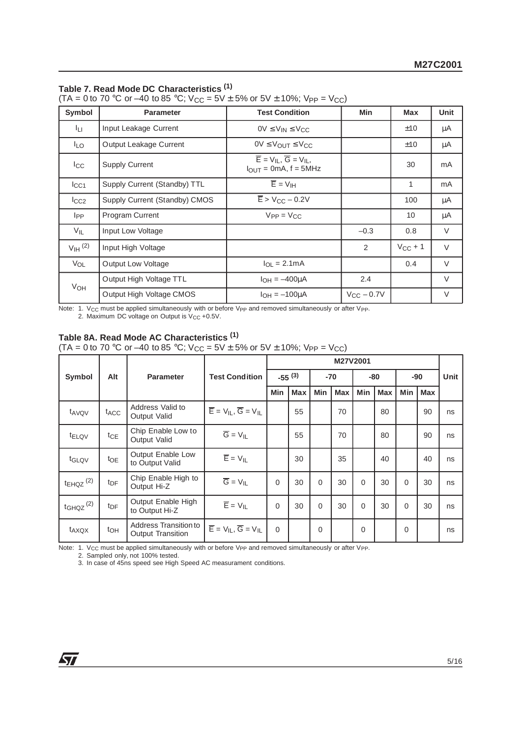### Table 7. Read Mode DC Characteristics (1)

($T_A$ = 0 to 70 °C or –40 to 85 °C; $V_{CC}$ = 5V ± 5% or 5V ± 10%; $V_{PP}$ = $V_{CC}$)

| Symbol | Parameter | Test Condition | Min | Max | Unit |
|---|---|---|---|---|---|
| $I_{LI}$ | Input Leakage Current | $0V \leq V_{IN} \leq V_{CC}$ | | ±10 | µA |
| $I_{LO}$ | Output Leakage Current | $0V \leq V_{OUT} \leq V_{CC}$ | | ±10 | µA |
| $I_{CC}$ | Supply Current | $\overline{E} = V_{IL}$, $\overline{G} = V_{IL}$, $I_{OUT}$ = 0mA, f = 5MHz | | 30 | mA |
| $I_{CC1}$ | Supply Current (Standby) TTL | $\overline{E} = V_{IH}$ | | 1 | mA |
| $I_{CC2}$ | Supply Current (Standby) CMOS | $\overline{E} > V_{CC} - 0.2V$ | | 100 | µA |
| $I_{PP}$ | Program Current | $V_{PP} = V_{CC}$ | | 10 | µA |
| $V_{IL}$ | Input Low Voltage | | –0.3 | 0.8 | V |
| $V_{IH}$ (2) | Input High Voltage | | 2 | $V_{CC}$ + 1 | V |
| $V_{OL}$ | Output Low Voltage | $I_{OL}$ = 2.1mA | | 0.4 | V |
| $V_{OH}$ | Output High Voltage TTL | $I_{OH}$ = –400µA | 2.4 | | V |
| | Output High Voltage CMOS | $I_{OH}$ = –100µA | $V_{CC}$ – 0.7V | | V |

Note: 1. $V_{CC}$ must be applied simultaneously with or before $V_{PP}$ and removed simultaneously or after $V_{PP}$.
2. Maximum DC voltage on Output is $V_{CC}$ +0.5V.

### Table 8A. Read Mode AC Characteristics (1)

($T_A$ = 0 to 70 °C or –40 to 85 °C; $V_{CC}$ = 5V ± 5% or 5V ± 10%; $V_{PP}$ = $V_{CC}$)

| Symbol | Alt | Parameter | Test Condition | M27V2001 | | | | | | | | Unit |
|---|---|---|---|---|---|---|---|---|---|---|---|---|
| | | | | -55 (3) | | -70 | | -80 | | -90 | | |
| | | | | Min | Max | Min | Max | Min | Max | Min | Max | |
| $t_{AVQV}$ | $t_{ACC}$ | Address Valid to Output Valid | $\overline{E} = V_{IL}$, $\overline{G} = V_{IL}$ | | 55 | | 70 | | 80 | | 90 | ns |
| $t_{ELQV}$ | $t_{CE}$ | Chip Enable Low to Output Valid | $\overline{G} = V_{IL}$ | | 55 | | 70 | | 80 | | 90 | ns |
| $t_{GLQV}$ | $t_{OE}$ | Output Enable Low to Output Valid | $\overline{E} = V_{IL}$ | | 30 | | 35 | | 40 | | 40 | ns |
| $t_{EHQZ}$ (2) | $t_{DF}$ | Chip Enable High to Output Hi-Z | $\overline{G} = V_{IL}$ | 0 | 30 | 0 | 30 | 0 | 30 | 0 | 30 | ns |
| $t_{GHQZ}$ (2) | $t_{DF}$ | Output Enable High to Output Hi-Z | $\overline{E} = V_{IL}$ | 0 | 30 | 0 | 30 | 0 | 30 | 0 | 30 | ns |
| $t_{AXQX}$ | $t_{OH}$ | Address Transition to Output Transition | $\overline{E} = V_{IL}$, $\overline{G} = V_{IL}$ | 0 | | 0 | | 0 | | 0 | | ns |

Note: 1. $V_{CC}$ must be applied simultaneously with or before $V_{PP}$ and removed simultaneously or after $V_{PP}$.
2. Sampled only, not 100% tested.
3. In case of 45ns speed see High Speed AC measurament conditions.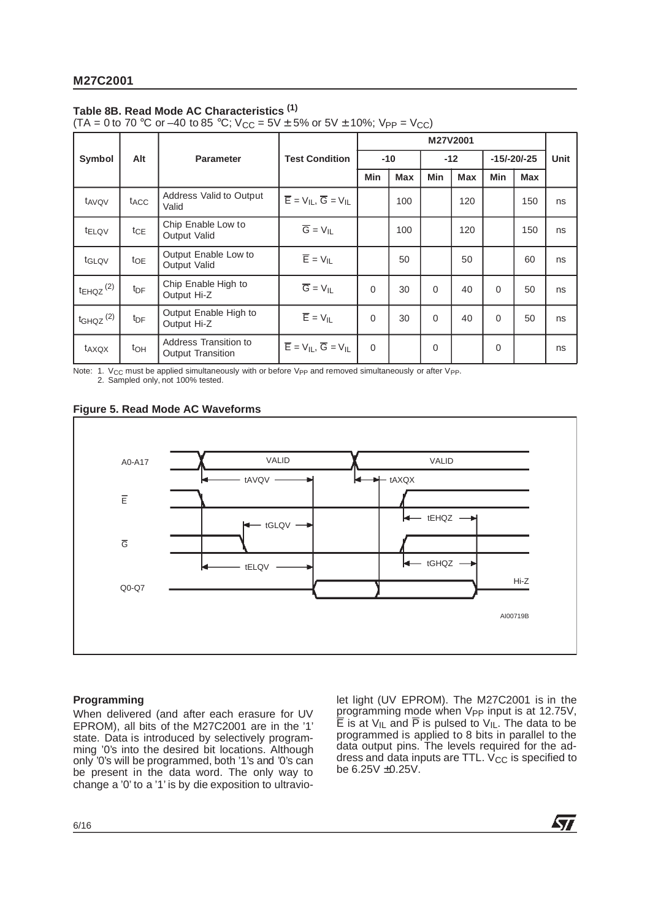## Table 8B. Read Mode AC Characteristics [(1)]

($T_A$ = 0 to 70 °C or –40 to 85 °C; $V_{CC}$ = 5V ± 5% or 5V ± 10%; $V_{PP}$ = $V_{CC}$)

| Symbol | Alt | Parameter | Test Condition | M27V2001 | | | | | | Unit |
|---|---|---|---|---|---|---|---|---|---|---|
| | | | | -10 | | -12 | | -15/-20/-25 | | |
| | | | | Min | Max | Min | Max | Min | Max | |
| $t_{AVQV}$ | $t_{ACC}$ | Address Valid to Output Valid | $\overline{E} = V_{IL}$, $\overline{G} = V_{IL}$ | | 100 | | 120 | | 150 | ns |
| $t_{ELQV}$ | $t_{CE}$ | Chip Enable Low to Output Valid | $\overline{G} = V_{IL}$ | | 100 | | 120 | | 150 | ns |
| $t_{GLQV}$ | $t_{OE}$ | Output Enable Low to Output Valid | $\overline{E} = V_{IL}$ | | 50 | | 50 | | 60 | ns |
| $t_{EHQZ}$ [(2)] | $t_{DF}$ | Chip Enable High to Output Hi-Z | $\overline{G} = V_{IL}$ | 0 | 30 | 0 | 40 | 0 | 50 | ns |
| $t_{GHQZ}$ [(2)] | $t_{DF}$ | Output Enable High to Output Hi-Z | $\overline{E} = V_{IL}$ | 0 | 30 | 0 | 40 | 0 | 50 | ns |
| $t_{AXQX}$ | $t_{OH}$ | Address Transition to Output Transition | $\overline{E} = V_{IL}$, $\overline{G} = V_{IL}$ | 0 | | 0 | | 0 | | ns |

Note: 1. $V_{CC}$ must be applied simultaneously with or before $V_{PP}$ and removed simultaneously or after $V_{PP}$.
2. Sampled only, not 100% tested.

**Figure 5. Read Mode AC Waveforms**

## Programming

When delivered (and after each erasure for UV EPROM), all bits of the M27C2001 are in the '1' state. Data is introduced by selectively programming '0's into the desired bit locations. Although only '0's will be programmed, both '1's and '0's can be present in the data word. The only way to change a '0' to a '1' is by die exposition to ultraviolet light (UV EPROM). The M27C2001 is in the programming mode when $V_{PP}$ input is at 12.75V, $\overline{E}$ is at $V_{IL}$ and $\overline{P}$ is pulsed to $V_{IL}$. The data to be programmed is applied to 8 bits in parallel to the data output pins. The levels required for the address and data inputs are TTL. $V_{CC}$ is specified to be 6.25V ±0.25V.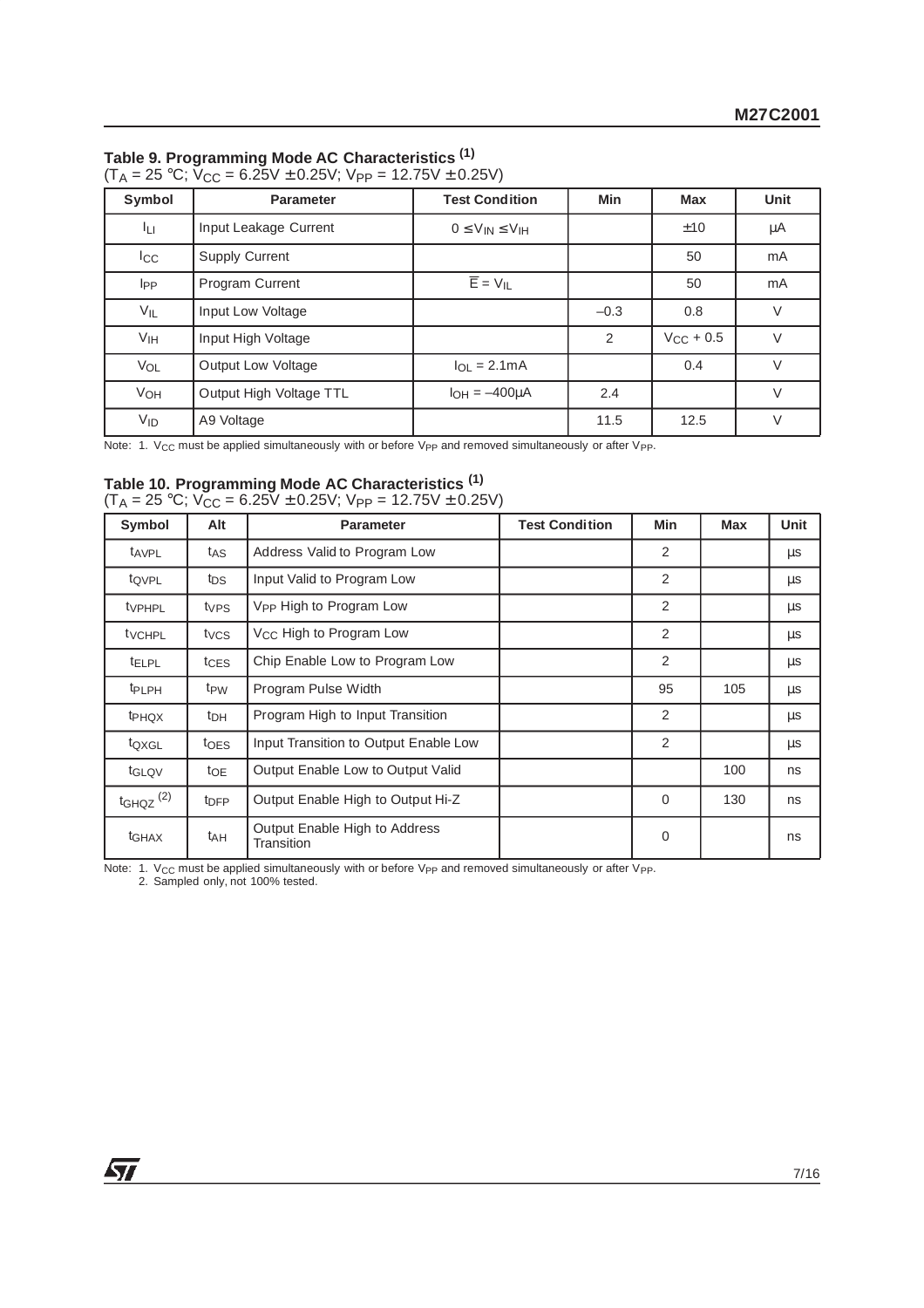### Table 9. Programming Mode AC Characteristics [1]

($T_A$ = 25 °C; $V_{CC}$ = 6.25V ± 0.25V; $V_{PP}$ = 12.75V ± 0.25V)

| Symbol | Parameter | Test Condition | Min | Max | Unit |
|---|---|---|---|---|---|
| $I_{LI}$ | Input Leakage Current | $0 \le V_{IN} \le V_{IH}$ | | ±10 | µA |
| $I_{CC}$ | Supply Current | | | 50 | mA |
| $I_{PP}$ | Program Current | $\overline{E} = V_{IL}$ | | 50 | mA |
| $V_{IL}$ | Input Low Voltage | | –0.3 | 0.8 | V |
| $V_{IH}$ | Input High Voltage | | 2 | $V_{CC}$ + 0.5 | V |
| $V_{OL}$ | Output Low Voltage | $I_{OL}$ = 2.1mA | | 0.4 | V |
| $V_{OH}$ | Output High Voltage TTL | $I_{OH}$ = –400µA | 2.4 | | V |
| $V_{ID}$ | A9 Voltage | | 11.5 | 12.5 | V |

Note: 1. $V_{CC}$ must be applied simultaneously with or before $V_{PP}$ and removed simultaneously or after $V_{PP}$.

### Table 10. Programming Mode AC Characteristics [1]

($T_A$ = 25 °C; $V_{CC}$ = 6.25V ± 0.25V; $V_{PP}$ = 12.75V ± 0.25V)

| Symbol | Alt | Parameter | Test Condition | Min | Max | Unit |
|---|---|---|---|---|---|---|
| $t_{AVPL}$ | $t_{AS}$ | Address Valid to Program Low | | 2 | | µs |
| $t_{QVPL}$ | $t_{DS}$ | Input Valid to Program Low | | 2 | | µs |
| $t_{VPHPL}$ | $t_{VPS}$ | $V_{PP}$ High to Program Low | | 2 | | µs |
| $t_{VCHPL}$ | $t_{VCS}$ | $V_{CC}$ High to Program Low | | 2 | | µs |
| $t_{ELPL}$ | $t_{CES}$ | Chip Enable Low to Program Low | | 2 | | µs |
| $t_{PLPH}$ | $t_{PW}$ | Program Pulse Width | | 95 | 105 | µs |
| $t_{PHQX}$ | $t_{DH}$ | Program High to Input Transition | | 2 | | µs |
| $t_{QXGL}$ | $t_{OES}$ | Input Transition to Output Enable Low | | 2 | | µs |
| $t_{GLQV}$ | $t_{OE}$ | Output Enable Low to Output Valid | | | 100 | ns |
| $t_{GHQZ}$ [2] | $t_{DFP}$ | Output Enable High to Output Hi-Z | | 0 | 130 | ns |
| $t_{GHAX}$ | $t_{AH}$ | Output Enable High to Address Transition | | 0 | | ns |

Note: 1. $V_{CC}$ must be applied simultaneously with or before $V_{PP}$ and removed simultaneously or after $V_{PP}$.
2. Sampled only, not 100% tested.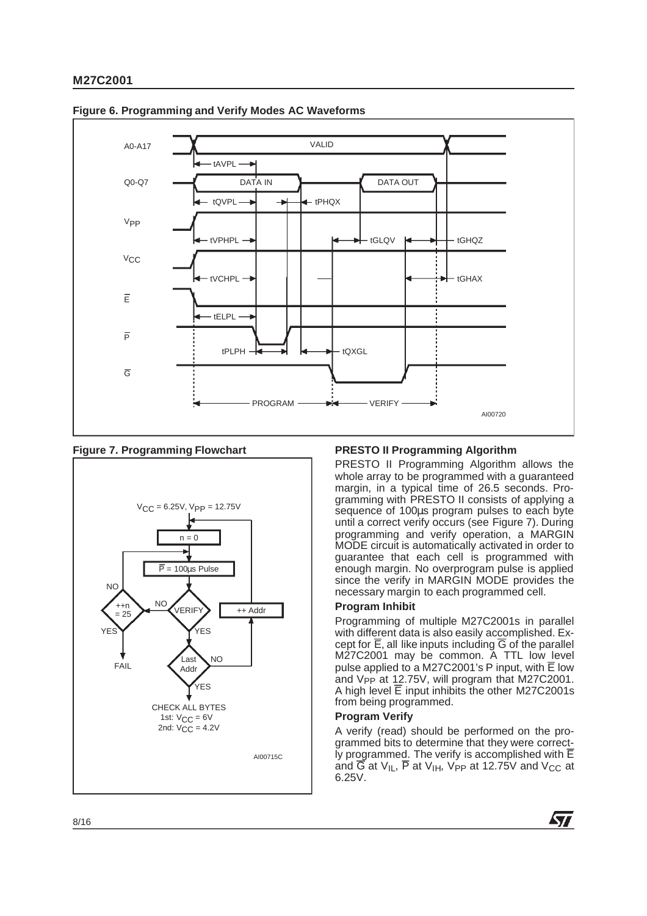**Figure 6. Programming and Verify Modes AC Waveforms**

**Figure 7. Programming Flowchart**

### PRESTO II Programming Algorithm

PRESTO II Programming Algorithm allows the whole array to be programmed with a guaranteed margin, in a typical time of 26.5 seconds. Programming with PRESTO II consists of applying a sequence of 100µs program pulses to each byte until a correct verify occurs (see Figure 7). During programming and verify operation, a MARGIN MODE circuit is automatically activated in order to guarantee that each cell is programmed with enough margin. No overprogram pulse is applied since the verify in MARGIN MODE provides the necessary margin to each programmed cell.

#### Program Inhibit

Programming of multiple M27C2001s in parallel with different data is also easily accomplished. Except for $\overline{E}$, all like inputs including $\overline{G}$ of the parallel M27C2001 may be common. A TTL low level pulse applied to a M27C2001's P input, with $\overline{E}$ low and $V_{PP}$ at 12.75V, will program that M27C2001. A high level $\overline{E}$ input inhibits the other M27C2001s from being programmed.

#### Program Verify

A verify (read) should be performed on the programmed bits to determine that they were correctly programmed. The verify is accomplished with $\overline{E}$ and $\overline{G}$ at $V_{IL}$, $\overline{P}$ at $V_{IH}$, $V_{PP}$ at 12.75V and $V_{CC}$ at 6.25V.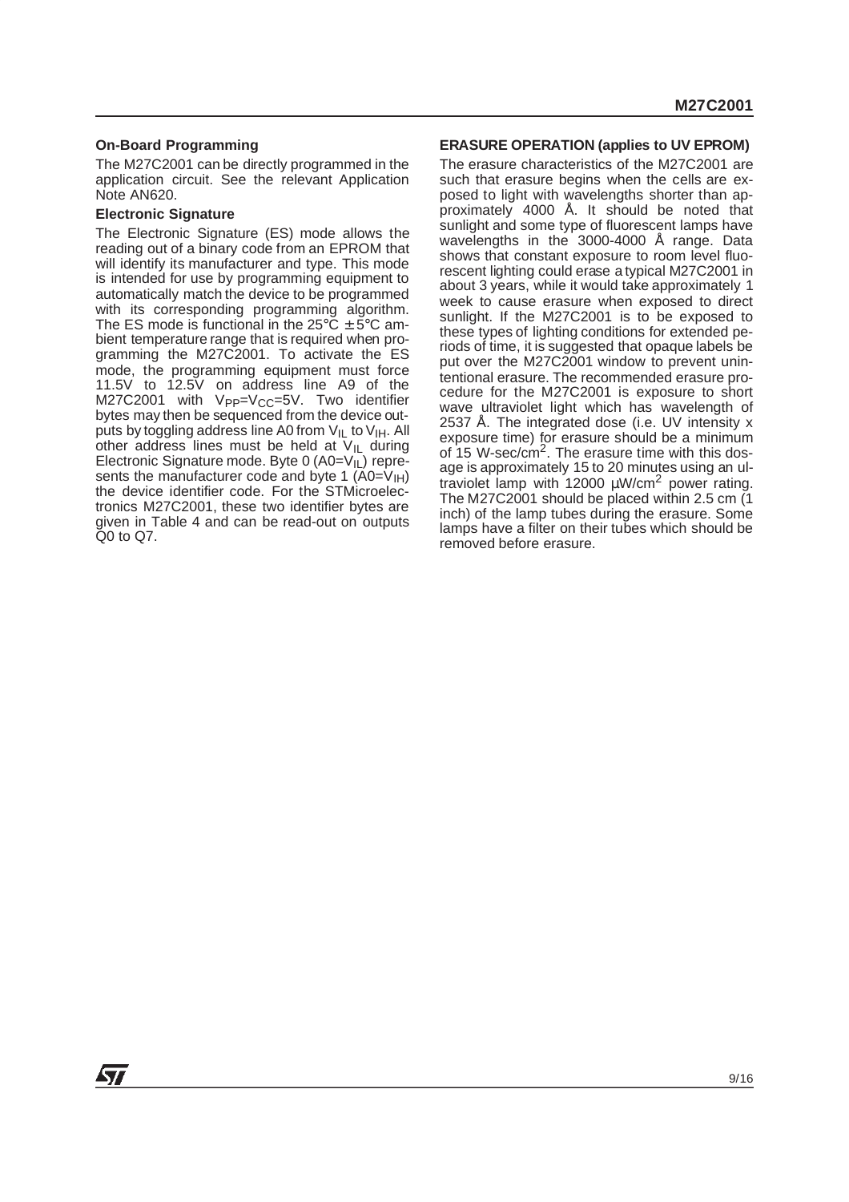### On-Board Programming

The M27C2001 can be directly programmed in the application circuit. See the relevant Application Note AN620.

### Electronic Signature

The Electronic Signature (ES) mode allows the reading out of a binary code from an EPROM that will identify its manufacturer and type. This mode is intended for use by programming equipment to automatically match the device to be programmed with its corresponding programming algorithm. The ES mode is functional in the 25°C ± 5°C ambient temperature range that is required when programming the M27C2001. To activate the ES mode, the programming equipment must force 11.5V to 12.5V on address line A9 of the M27C2001 with $V_{PP}$=$V_{CC}$=5V. Two identifier bytes may then be sequenced from the device outputs by toggling address line A0 from $V_{IL}$ to $V_{IH}$. All other address lines must be held at $V_{IL}$ during Electronic Signature mode. Byte 0 (A0=$V_{IL}$) represents the manufacturer code and byte 1 (A0=$V_{IH}$) the device identifier code. For the STMicroelectronics M27C2001, these two identifier bytes are given in Table 4 and can be read-out on outputs Q0 to Q7.

### ERASURE OPERATION (applies to UV EPROM)

The erasure characteristics of the M27C2001 are such that erasure begins when the cells are exposed to light with wavelengths shorter than approximately 4000 Å. It should be noted that sunlight and some type of fluorescent lamps have wavelengths in the 3000-4000 Å range. Data shows that constant exposure to room level fluorescent lighting could erase a typical M27C2001 in about 3 years, while it would take approximately 1 week to cause erasure when exposed to direct sunlight. If the M27C2001 is to be exposed to these types of lighting conditions for extended periods of time, it is suggested that opaque labels be put over the M27C2001 window to prevent unintentional erasure. The recommended erasure procedure for the M27C2001 is exposure to short wave ultraviolet light which has wavelength of 2537 Å. The integrated dose (i.e. UV intensity x exposure time) for erasure should be a minimum of 15 W-sec/$cm^2$. The erasure time with this dosage is approximately 15 to 20 minutes using an ultraviolet lamp with 12000 μW/$cm^2$ power rating. The M27C2001 should be placed within 2.5 cm (1 inch) of the lamp tubes during the erasure. Some lamps have a filter on their tubes which should be removed before erasure.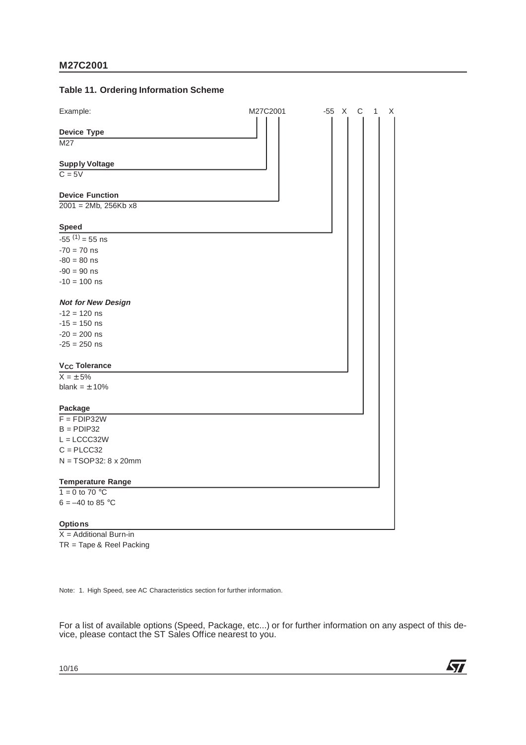### Table 11. Ordering Information Scheme

Example: M27C2001 -55 X C 1 X

**Device Type**

M27

**Supply Voltage**

C = 5V

**Device Function**

2001 = 2Mb, 256Kb x8

**Speed**

-55 [(1)] = 55 ns
-70 = 70 ns
-80 = 80 ns
-90 = 90 ns
-10 = 100 ns

***Not for New Design***

-12 = 120 ns
-15 = 150 ns
-20 = 200 ns
-25 = 250 ns

**$V_{CC}$ Tolerance**

X = ± 5%
blank = ± 10%

**Package**

F = FDIP32W
B = PDIP32
L = LCCC32W
C = PLCC32
N = TSOP32: 8 x 20mm

**Temperature Range**

1 = 0 to 70 °C
6 = –40 to 85 °C

**Options**

X = Additional Burn-in
TR = Tape & Reel Packing

Note: 1. High Speed, see AC Characteristics section for further information.

For a list of available options (Speed, Package, etc...) or for further information on any aspect of this device, please contact the ST Sales Office nearest to you.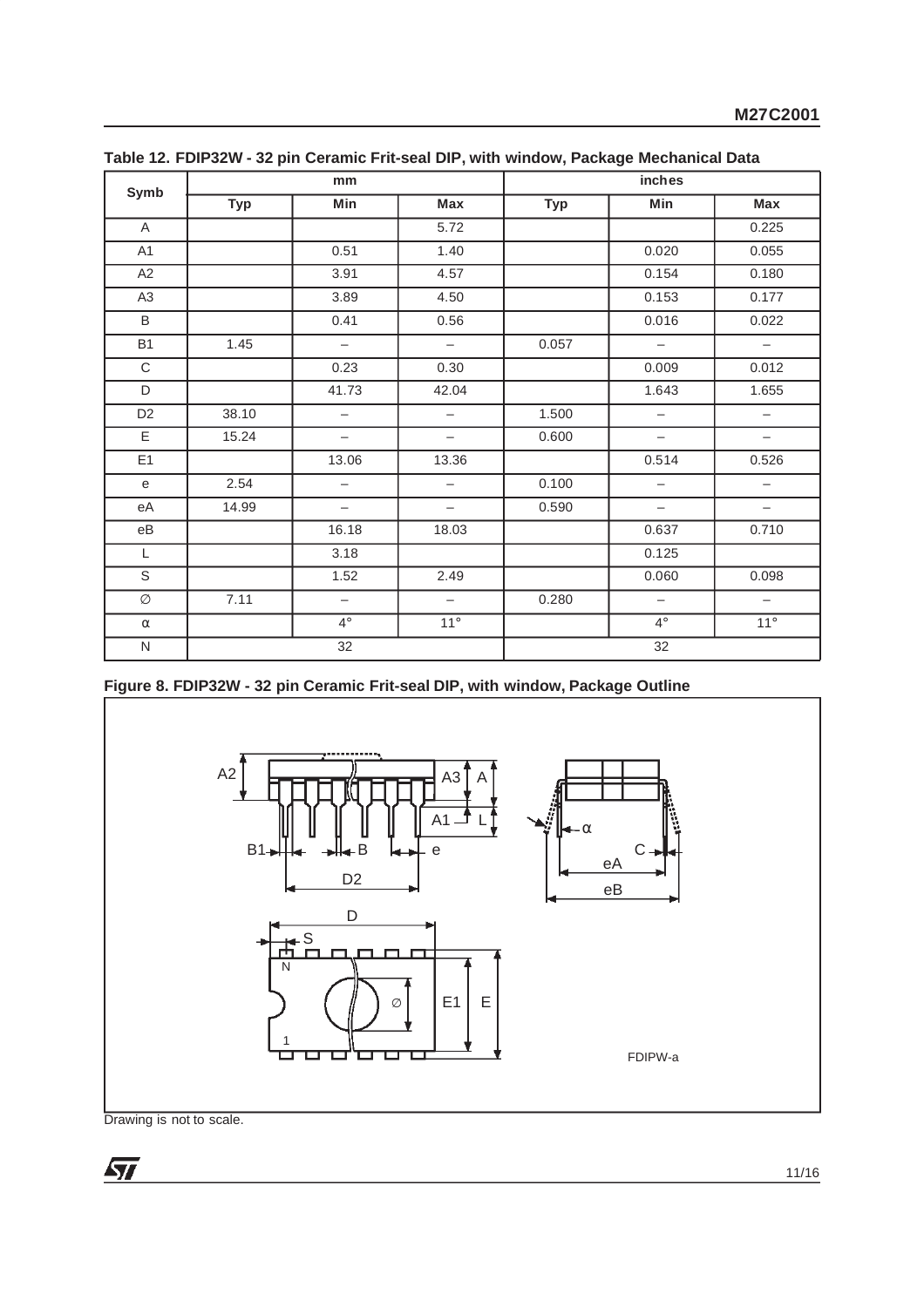**Table 12. FDIP32W - 32 pin Ceramic Frit-seal DIP, with window, Package Mechanical Data**

| Symb | mm | | | inches | | |
|---|---|---|---|---|---|---|
| | Typ | Min | Max | Typ | Min | Max |
| A | | | 5.72 | | | 0.225 |
| A1 | | 0.51 | 1.40 | | 0.020 | 0.055 |
| A2 | | 3.91 | 4.57 | | 0.154 | 0.180 |
| A3 | | 3.89 | 4.50 | | 0.153 | 0.177 |
| B | | 0.41 | 0.56 | | 0.016 | 0.022 |
| B1 | 1.45 | – | – | 0.057 | – | – |
| C | | 0.23 | 0.30 | | 0.009 | 0.012 |
| D | | 41.73 | 42.04 | | 1.643 | 1.655 |
| D2 | 38.10 | – | – | 1.500 | – | – |
| E | 15.24 | – | – | 0.600 | – | – |
| E1 | | 13.06 | 13.36 | | 0.514 | 0.526 |
| e | 2.54 | – | – | 0.100 | – | – |
| eA | 14.99 | – | – | 0.590 | – | – |
| eB | | 16.18 | 18.03 | | 0.637 | 0.710 |
| L | | 3.18 | | | 0.125 | |
| S | | 1.52 | 2.49 | | 0.060 | 0.098 |
| ∅ | 7.11 | – | – | 0.280 | – | – |
| α | | 4° | 11° | | 4° | 11° |
| N | 32 | | | 32 | | |

**Figure 8. FDIP32W - 32 pin Ceramic Frit-seal DIP, with window, Package Outline**

FDIPW-a

Drawing is not to scale.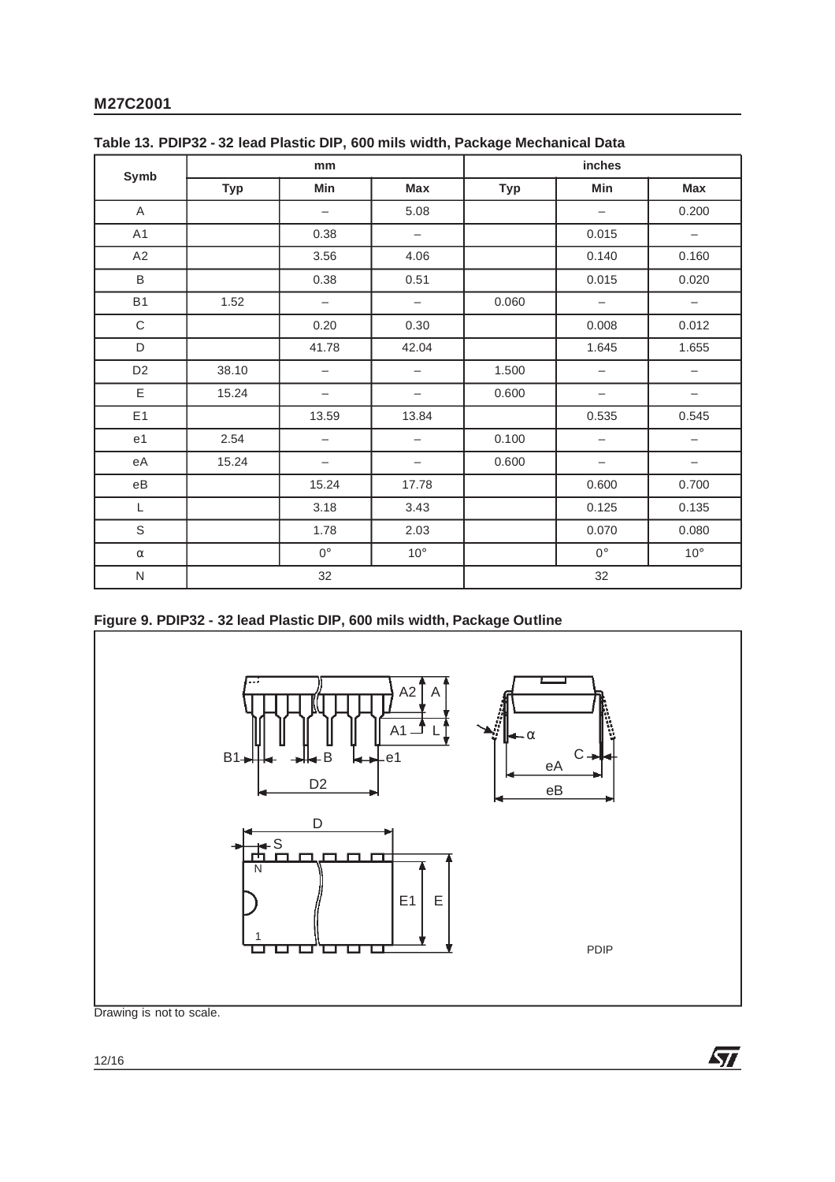**Table 13. PDIP32 - 32 lead Plastic DIP, 600 mils width, Package Mechanical Data**

| Symb | mm | | | inches | | |
|---|---|---|---|---|---|---|
| | Typ | Min | Max | Typ | Min | Max |
| A | | – | 5.08 | | – | 0.200 |
| A1 | | 0.38 | – | | 0.015 | – |
| A2 | | 3.56 | 4.06 | | 0.140 | 0.160 |
| B | | 0.38 | 0.51 | | 0.015 | 0.020 |
| B1 | 1.52 | – | – | 0.060 | – | – |
| C | | 0.20 | 0.30 | | 0.008 | 0.012 |
| D | | 41.78 | 42.04 | | 1.645 | 1.655 |
| D2 | 38.10 | – | – | 1.500 | – | – |
| E | 15.24 | – | – | 0.600 | – | – |
| E1 | | 13.59 | 13.84 | | 0.535 | 0.545 |
| e1 | 2.54 | – | – | 0.100 | – | – |
| eA | 15.24 | – | – | 0.600 | – | – |
| eB | | 15.24 | 17.78 | | 0.600 | 0.700 |
| L | | 3.18 | 3.43 | | 0.125 | 0.135 |
| S | | 1.78 | 2.03 | | 0.070 | 0.080 |
| α | | 0° | 10° | | 0° | 10° |
| N | 32 | | | 32 | | |

**Figure 9. PDIP32 - 32 lead Plastic DIP, 600 mils width, Package Outline**

Drawing is not to scale.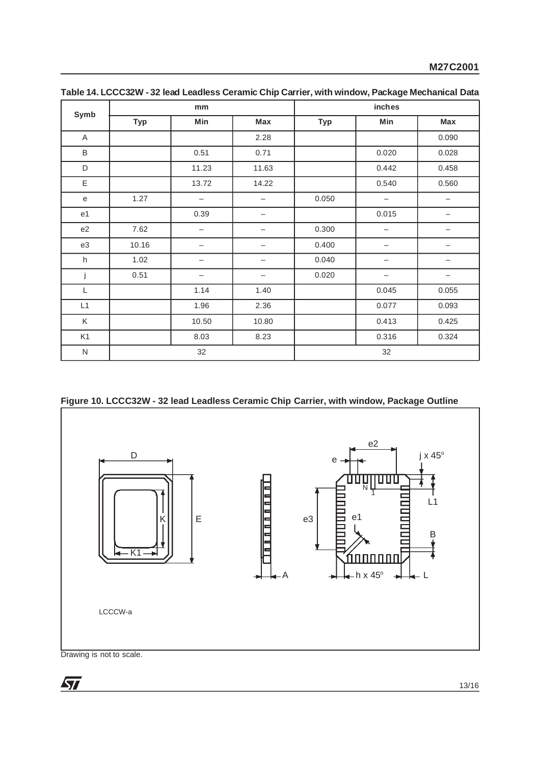**Table 14. LCCC32W - 32 lead Leadless Ceramic Chip Carrier, with window, Package Mechanical Data**

| Symb | mm | | | inches | | |
|---|---|---|---|---|---|---|
| | Typ | Min | Max | Typ | Min | Max |
| A | | | 2.28 | | | 0.090 |
| B | | 0.51 | 0.71 | | 0.020 | 0.028 |
| D | | 11.23 | 11.63 | | 0.442 | 0.458 |
| E | | 13.72 | 14.22 | | 0.540 | 0.560 |
| e | 1.27 | – | – | 0.050 | – | – |
| e1 | | 0.39 | – | | 0.015 | – |
| e2 | 7.62 | – | – | 0.300 | – | – |
| e3 | 10.16 | – | – | 0.400 | – | – |
| h | 1.02 | – | – | 0.040 | – | – |
| j | 0.51 | – | – | 0.020 | – | – |
| L | | 1.14 | 1.40 | | 0.045 | 0.055 |
| L1 | | 1.96 | 2.36 | | 0.077 | 0.093 |
| K | | 10.50 | 10.80 | | 0.413 | 0.425 |
| K1 | | 8.03 | 8.23 | | 0.316 | 0.324 |
| N | 32 | | | 32 | | |

**Figure 10. LCCC32W - 32 lead Leadless Ceramic Chip Carrier, with window, Package Outline**

LCCCW-a

Drawing is not to scale.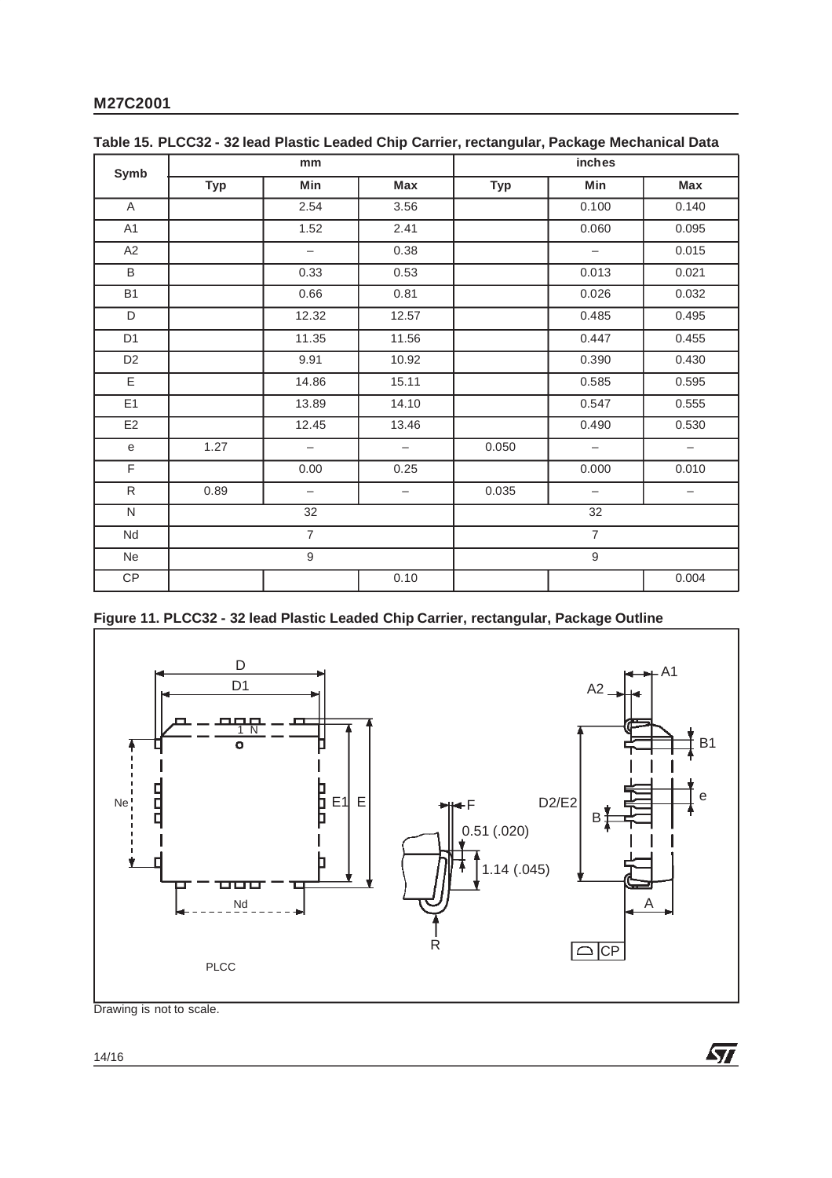**Table 15. PLCC32 - 32 lead Plastic Leaded Chip Carrier, rectangular, Package Mechanical Data**

| Symb | mm | | | inches | | |
|---|---|---|---|---|---|---|
| | Typ | Min | Max | Typ | Min | Max |
| A | | 2.54 | 3.56 | | 0.100 | 0.140 |
| A1 | | 1.52 | 2.41 | | 0.060 | 0.095 |
| A2 | | – | 0.38 | | – | 0.015 |
| B | | 0.33 | 0.53 | | 0.013 | 0.021 |
| B1 | | 0.66 | 0.81 | | 0.026 | 0.032 |
| D | | 12.32 | 12.57 | | 0.485 | 0.495 |
| D1 | | 11.35 | 11.56 | | 0.447 | 0.455 |
| D2 | | 9.91 | 10.92 | | 0.390 | 0.430 |
| E | | 14.86 | 15.11 | | 0.585 | 0.595 |
| E1 | | 13.89 | 14.10 | | 0.547 | 0.555 |
| E2 | | 12.45 | 13.46 | | 0.490 | 0.530 |
| e | 1.27 | – | – | 0.050 | – | – |
| F | | 0.00 | 0.25 | | 0.000 | 0.010 |
| R | 0.89 | – | – | 0.035 | – | – |
| N | 32 | | | 32 | | |
| Nd | 7 | | | 7 | | |
| Ne | 9 | | | 9 | | |
| CP | | | 0.10 | | | 0.004 |

**Figure 11. PLCC32 - 32 lead Plastic Leaded Chip Carrier, rectangular, Package Outline**

Drawing is not to scale.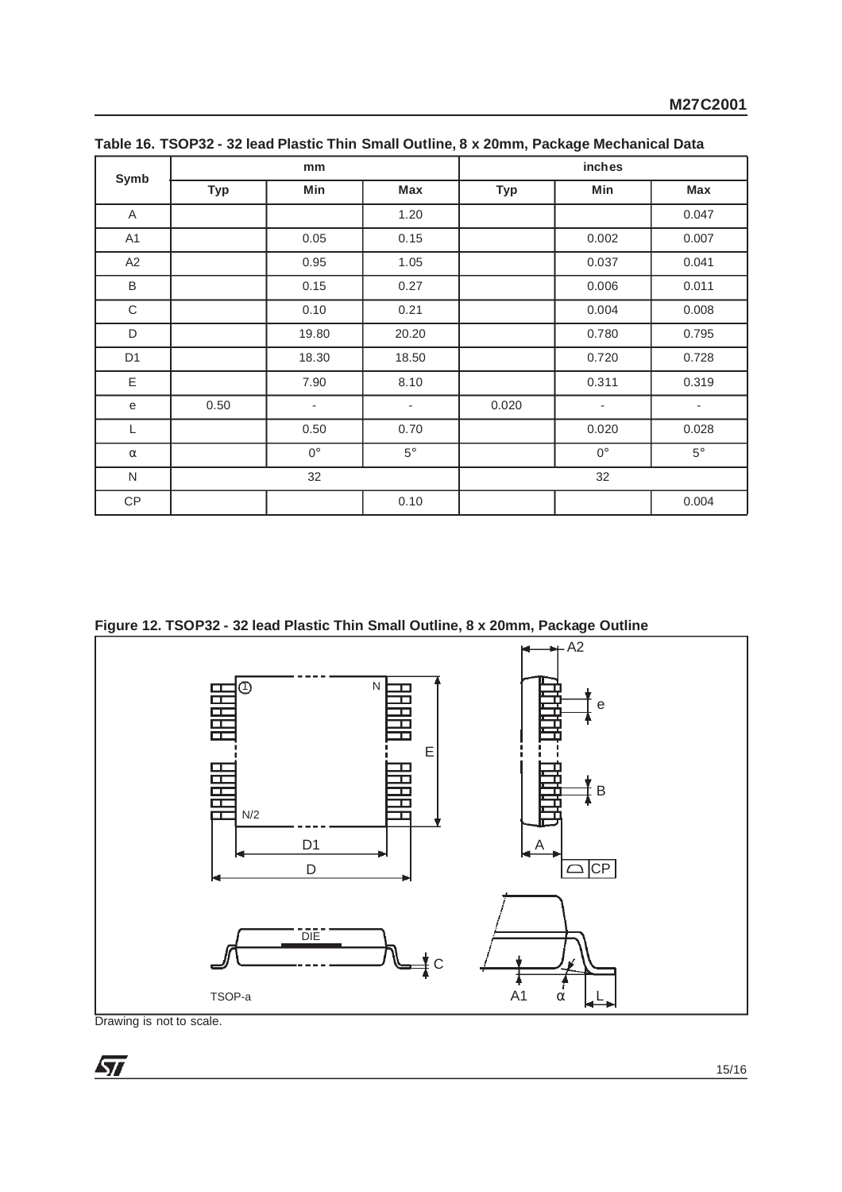**Table 16. TSOP32 - 32 lead Plastic Thin Small Outline, 8 x 20mm, Package Mechanical Data**

| Symb | mm | | | inches | | |
|---|---|---|---|---|---|---|
| | Typ | Min | Max | Typ | Min | Max |
| A | | | 1.20 | | | 0.047 |
| A1 | | 0.05 | 0.15 | | 0.002 | 0.007 |
| A2 | | 0.95 | 1.05 | | 0.037 | 0.041 |
| B | | 0.15 | 0.27 | | 0.006 | 0.011 |
| C | | 0.10 | 0.21 | | 0.004 | 0.008 |
| D | | 19.80 | 20.20 | | 0.780 | 0.795 |
| D1 | | 18.30 | 18.50 | | 0.720 | 0.728 |
| E | | 7.90 | 8.10 | | 0.311 | 0.319 |
| e | 0.50 | - | - | 0.020 | - | - |
| L | | 0.50 | 0.70 | | 0.020 | 0.028 |
| α | | 0° | 5° | | 0° | 5° |
| N | 32 | | | 32 | | |
| CP | | | 0.10 | | | 0.004 |

**Figure 12. TSOP32 - 32 lead Plastic Thin Small Outline, 8 x 20mm, Package Outline**

Drawing is not to scale.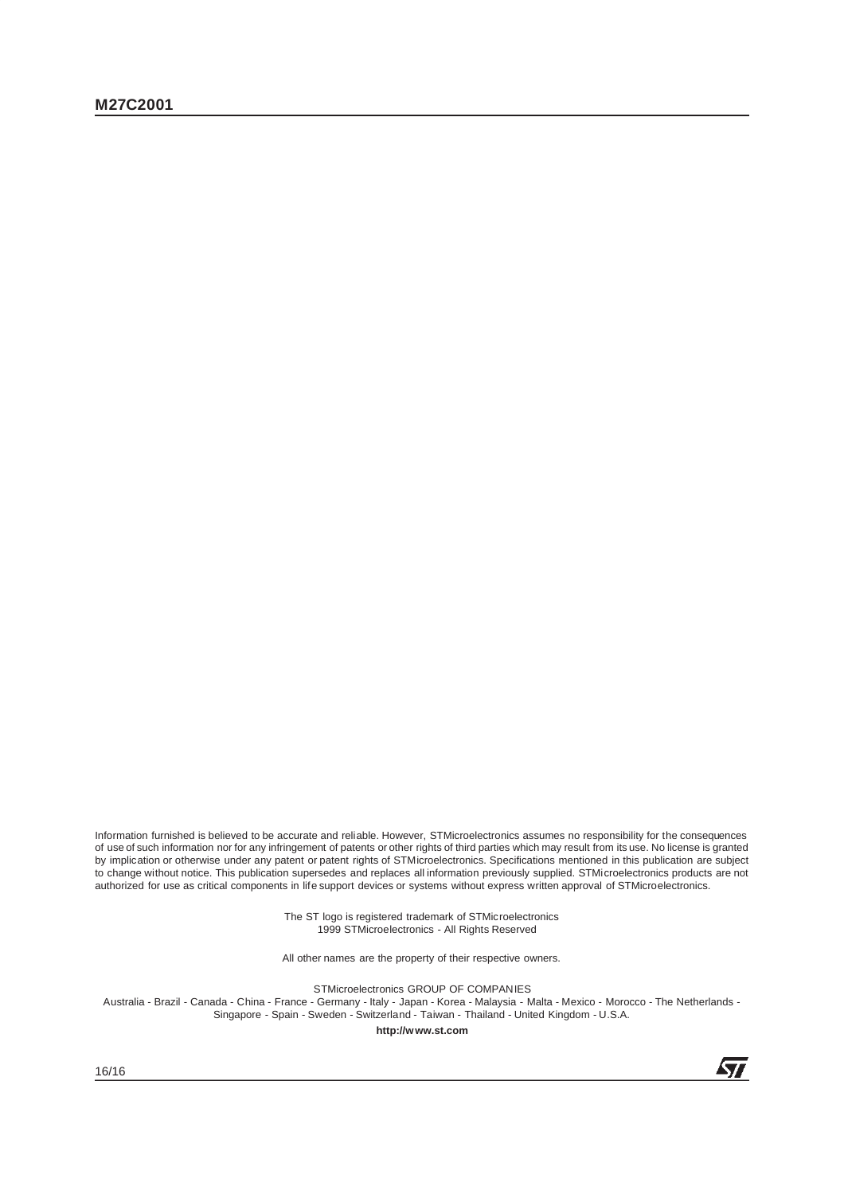Information furnished is believed to be accurate and reliable. However, STMicroelectronics assumes no responsibility for the consequences of use of such information nor for any infringement of patents or other rights of third parties which may result from its use. No license is granted by implication or otherwise under any patent or patent rights of STMicroelectronics. Specifications mentioned in this publication are subject to change without notice. This publication supersedes and replaces all information previously supplied. STMicroelectronics products are not authorized for use as critical components in life support devices or systems without express written approval of STMicroelectronics.

The ST logo is registered trademark of STMicroelectronics
1999 STMicroelectronics - All Rights Reserved

All other names are the property of their respective owners.

STMicroelectronics GROUP OF COMPANIES
Australia - Brazil - Canada - China - France - Germany - Italy - Japan - Korea - Malaysia - Malta - Mexico - Morocco - The Netherlands - Singapore - Spain - Sweden - Switzerland - Taiwan - Thailand - United Kingdom - U.S.A.

**http://www.st.com**